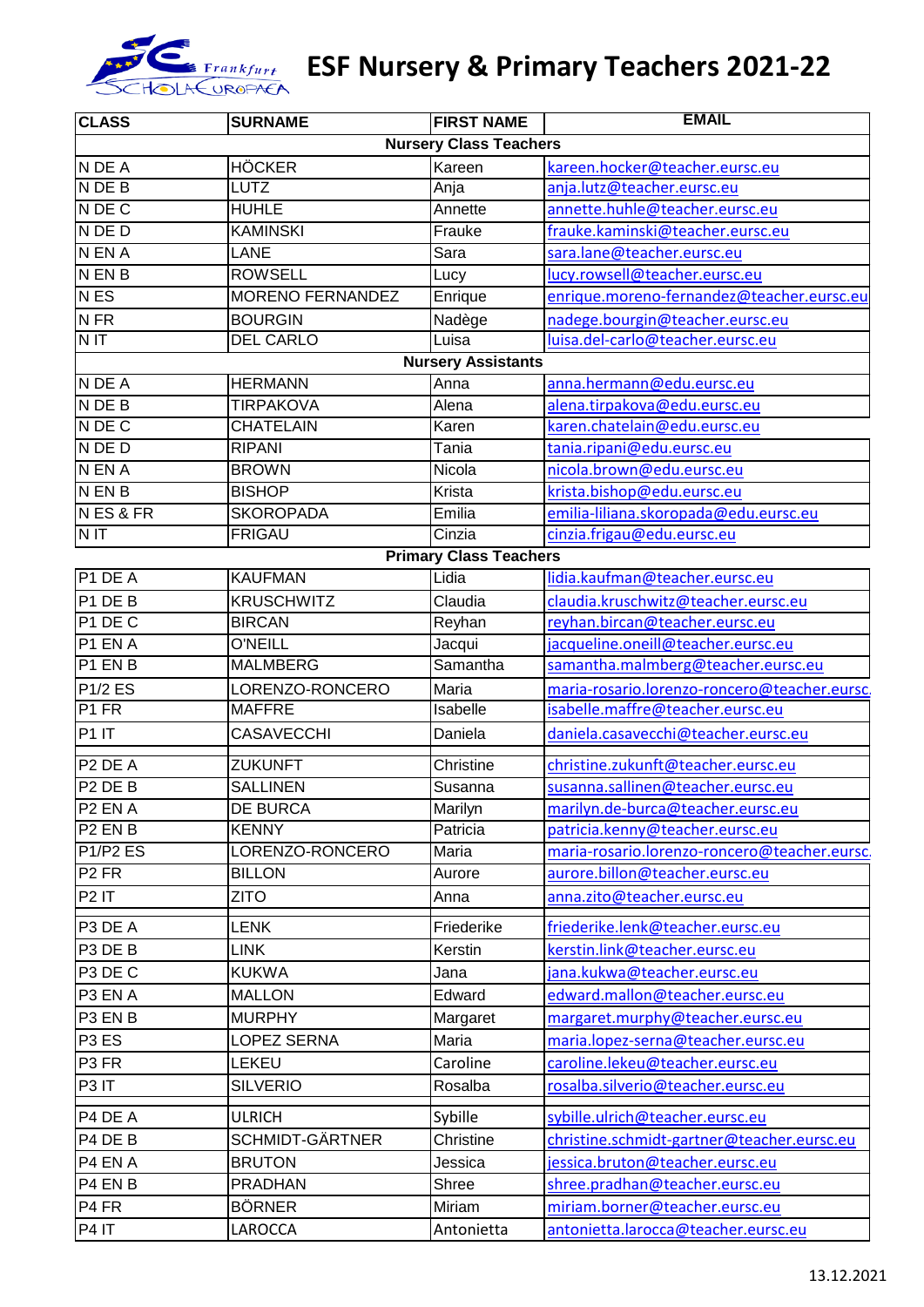# ESF Nursery & Primary Teachers 2021-22

| CLASS | SURNAME | FIRST NAME | EMAIL |
|---|---|---|---|
| | | **Nursery Class Teachers** | |
| N DE A | HÖCKER | Kareen | kareen.hocker@teacher.eursc.eu |
| N DE B | LUTZ | Anja | anja.lutz@teacher.eursc.eu |
| N DE C | HUHLE | Annette | annette.huhle@teacher.eursc.eu |
| N DE D | KAMINSKI | Frauke | frauke.kaminski@teacher.eursc.eu |
| N EN A | LANE | Sara | sara.lane@teacher.eursc.eu |
| N EN B | ROWSELL | Lucy | lucy.rowsell@teacher.eursc.eu |
| N ES | MORENO FERNANDEZ | Enrique | enrique.moreno-fernandez@teacher.eursc.eu |
| N FR | BOURGIN | Nadège | nadege.bourgin@teacher.eursc.eu |
| N IT | DEL CARLO | Luisa | luisa.del-carlo@teacher.eursc.eu |
| | | **Nursery Assistants** | |
| N DE A | HERMANN | Anna | anna.hermann@edu.eursc.eu |
| N DE B | TIRPAKOVA | Alena | alena.tirpakova@edu.eursc.eu |
| N DE C | CHATELAIN | Karen | karen.chatelain@edu.eursc.eu |
| N DE D | RIPANI | Tania | tania.ripani@edu.eursc.eu |
| N EN A | BROWN | Nicola | nicola.brown@edu.eursc.eu |
| N EN B | BISHOP | Krista | krista.bishop@edu.eursc.eu |
| N ES & FR | SKOROPADA | Emilia | emilia-liliana.skoropada@edu.eursc.eu |
| N IT | FRIGAU | Cinzia | cinzia.frigau@edu.eursc.eu |
| | | **Primary Class Teachers** | |
| P1 DE A | KAUFMAN | Lidia | lidia.kaufman@teacher.eursc.eu |
| P1 DE B | KRUSCHWITZ | Claudia | claudia.kruschwitz@teacher.eursc.eu |
| P1 DE C | BIRCAN | Reyhan | reyhan.bircan@teacher.eursc.eu |
| P1 EN A | O'NEILL | Jacqui | jacqueline.oneill@teacher.eursc.eu |
| P1 EN B | MALMBERG | Samantha | samantha.malmberg@teacher.eursc.eu |
| P1/2 ES | LORENZO-RONCERO | Maria | maria-rosario.lorenzo-roncero@teacher.eursc. |
| P1 FR | MAFFRE | Isabelle | isabelle.maffre@teacher.eursc.eu |
| P1 IT | CASAVECCHI | Daniela | daniela.casavecchi@teacher.eursc.eu |
| | | | |
| P2 DE A | ZUKUNFT | Christine | christine.zukunft@teacher.eursc.eu |
| P2 DE B | SALLINEN | Susanna | susanna.sallinen@teacher.eursc.eu |
| P2 EN A | DE BURCA | Marilyn | marilyn.de-burca@teacher.eursc.eu |
| P2 EN B | KENNY | Patricia | patricia.kenny@teacher.eursc.eu |
| P1/P2 ES | LORENZO-RONCERO | Maria | maria-rosario.lorenzo-roncero@teacher.eursc. |
| P2 FR | BILLON | Aurore | aurore.billon@teacher.eursc.eu |
| P2 IT | ZITO | Anna | anna.zito@teacher.eursc.eu |
| | | | |
| P3 DE A | LENK | Friederike | friederike.lenk@teacher.eursc.eu |
| P3 DE B | LINK | Kerstin | kerstin.link@teacher.eursc.eu |
| P3 DE C | KUKWA | Jana | jana.kukwa@teacher.eursc.eu |
| P3 EN A | MALLON | Edward | edward.mallon@teacher.eursc.eu |
| P3 EN B | MURPHY | Margaret | margaret.murphy@teacher.eursc.eu |
| P3 ES | LOPEZ SERNA | Maria | maria.lopez-serna@teacher.eursc.eu |
| P3 FR | LEKEU | Caroline | caroline.lekeu@teacher.eursc.eu |
| P3 IT | SILVERIO | Rosalba | rosalba.silverio@teacher.eursc.eu |
| | | | |
| P4 DE A | ULRICH | Sybille | sybille.ulrich@teacher.eursc.eu |
| P4 DE B | SCHMIDT-GÄRTNER | Christine | christine.schmidt-gartner@teacher.eursc.eu |
| P4 EN A | BRUTON | Jessica | jessica.bruton@teacher.eursc.eu |
| P4 EN B | PRADHAN | Shree | shree.pradhan@teacher.eursc.eu |
| P4 FR | BÖRNER | Miriam | miriam.borner@teacher.eursc.eu |
| P4 IT | LAROCCA | Antonietta | antonietta.larocca@teacher.eursc.eu |

13.12.2021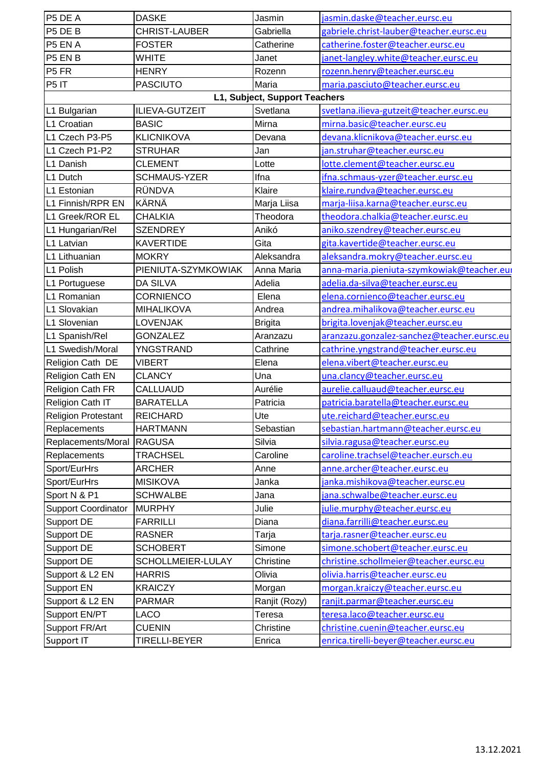| | | | |
|---|---|---|---|
| P5 DE A | DASKE | Jasmin | jasmin.daske@teacher.eursc.eu |
| P5 DE B | CHRIST-LAUBER | Gabriella | gabriele.christ-lauber@teacher.eursc.eu |
| P5 EN A | FOSTER | Catherine | catherine.foster@teacher.eursc.eu |
| P5 EN B | WHITE | Janet | janet-langley.white@teacher.eursc.eu |
| P5 FR | HENRY | Rozenn | rozenn.henry@teacher.eursc.eu |
| P5 IT | PASCIUTO | Maria | maria.pasciuto@teacher.eursc.eu |
| **L1, Subject, Support Teachers** | | | |
| L1 Bulgarian | ILIEVA-GUTZEIT | Svetlana | svetlana.ilieva-gutzeit@teacher.eursc.eu |
| L1 Croatian | BASIC | Mirna | mirna.basic@teacher.eursc.eu |
| L1 Czech P3-P5 | KLICNIKOVA | Devana | devana.klicnikova@teacher.eursc.eu |
| L1 Czech P1-P2 | STRUHAR | Jan | jan.struhar@teacher.eursc.eu |
| L1 Danish | CLEMENT | Lotte | lotte.clement@teacher.eursc.eu |
| L1 Dutch | SCHMAUS-YZER | Ifna | ifna.schmaus-yzer@teacher.eursc.eu |
| L1 Estonian | RÜNDVA | Klaire | klaire.rundva@teacher.eursc.eu |
| L1 Finnish/RPR EN | KÄRNÄ | Marja Liisa | marja-liisa.karna@teacher.eursc.eu |
| L1 Greek/ROR EL | CHALKIA | Theodora | theodora.chalkia@teacher.eursc.eu |
| L1 Hungarian/Rel | SZENDREY | Anikó | aniko.szendrey@teacher.eursc.eu |
| L1 Latvian | KAVERTIDE | Gita | gita.kavertide@teacher.eursc.eu |
| L1 Lithuanian | MOKRY | Aleksandra | aleksandra.mokry@teacher.eursc.eu |
| L1 Polish | PIENIUTA-SZYMKOWIAK | Anna Maria | anna-maria.pieniuta-szymkowiak@teacher.eu |
| L1 Portuguese | DA SILVA | Adelia | adelia.da-silva@teacher.eursc.eu |
| L1 Romanian | CORNIENCO | Elena | elena.cornienco@teacher.eursc.eu |
| L1 Slovakian | MIHALIKOVA | Andrea | andrea.mihalikova@teacher.eursc.eu |
| L1 Slovenian | LOVENJAK | Brigita | brigita.lovenjak@teacher.eursc.eu |
| L1 Spanish/Rel | GONZALEZ | Aranzazu | aranzazu.gonzalez-sanchez@teacher.eursc.eu |
| L1 Swedish/Moral | YNGSTRAND | Cathrine | cathrine.yngstrand@teacher.eursc.eu |
| Religion Cath DE | VIBERT | Elena | elena.vibert@teacher.eursc.eu |
| Religion Cath EN | CLANCY | Una | una.clancy@teacher.eursc.eu |
| Religion Cath FR | CALLUAUD | Aurélie | aurelie.calluaud@teacher.eursc.eu |
| Religion Cath IT | BARATELLA | Patricia | patricia.baratella@teacher.eursc.eu |
| Religion Protestant | REICHARD | Ute | ute.reichard@teacher.eursc.eu |
| Replacements | HARTMANN | Sebastian | sebastian.hartmann@teacher.eursc.eu |
| Replacements/Moral | RAGUSA | Silvia | silvia.ragusa@teacher.eursc.eu |
| Replacements | TRACHSEL | Caroline | caroline.trachsel@teacher.eursch.eu |
| Sport/EurHrs | ARCHER | Anne | anne.archer@teacher.eursc.eu |
| Sport/EurHrs | MISIKOVA | Janka | janka.mishikova@teacher.eursc.eu |
| Sport N & P1 | SCHWALBE | Jana | jana.schwalbe@teacher.eursc.eu |
| Support Coordinator | MURPHY | Julie | julie.murphy@teacher.eursc.eu |
| Support DE | FARRILLI | Diana | diana.farrilli@teacher.eursc.eu |
| Support DE | RASNER | Tarja | tarja.rasner@teacher.eursc.eu |
| Support DE | SCHOBERT | Simone | simone.schobert@teacher.eursc.eu |
| Support DE | SCHOLLMEIER-LULAY | Christine | christine.schollmeier@teacher.eursc.eu |
| Support & L2 EN | HARRIS | Olivia | olivia.harris@teacher.eursc.eu |
| Support EN | KRAICZY | Morgan | morgan.kraiczy@teacher.eursc.eu |
| Support & L2 EN | PARMAR | Ranjit (Rozy) | ranjit.parmar@teacher.eursc.eu |
| Support EN/PT | LACO | Teresa | teresa.laco@teacher.eursc.eu |
| Support FR/Art | CUENIN | Christine | christine.cuenin@teacher.eursc.eu |
| Support IT | TIRELLI-BEYER | Enrica | enrica.tirelli-beyer@teacher.eursc.eu |

13.12.2021